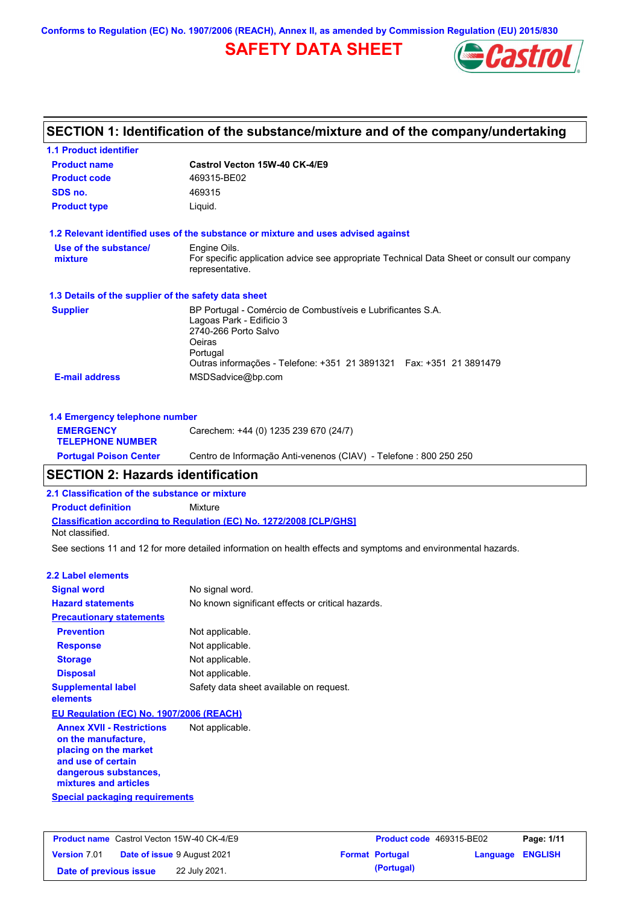Conforms to Regulation (EC) No. 1907/2006 (REACH), Annex II, as amended by Commission Regulation (EU) 2015/830

# SAFETY DATA SHEET

## SECTION 1: Identification of the substance/mixture and of the company/undertaking

### 1.1 Product identifier

| | |
|---|---|
| **Product name** | **Castrol Vecton 15W-40 CK-4/E9** |
| **Product code** | 469315-BE02 |
| **SDS no.** | 469315 |
| **Product type** | Liquid. |

### 1.2 Relevant identified uses of the substance or mixture and uses advised against

**Use of the substance/ mixture**: Engine Oils. For specific application advice see appropriate Technical Data Sheet or consult our company representative.

### 1.3 Details of the supplier of the safety data sheet

**Supplier**:
BP Portugal - Comércio de Combustíveis e Lubrificantes S.A.
Lagoas Park - Edificio 3
2740-266 Porto Salvo
Oeiras
Portugal
Outras informações - Telefone: +351 21 3891321 Fax: +351 21 3891479

**E-mail address**: MSDSadvice@bp.com

### 1.4 Emergency telephone number

| | |
|---|---|
| **EMERGENCY TELEPHONE NUMBER** | Carechem: +44 (0) 1235 239 670 (24/7) |
| **Portugal Poison Center** | Centro de Informação Anti-venenos (CIAV) - Telefone : 800 250 250 |

## SECTION 2: Hazards identification

### 2.1 Classification of the substance or mixture

**Product definition**: Mixture

**Classification according to Regulation (EC) No. 1272/2008 [CLP/GHS]**

Not classified.

See sections 11 and 12 for more detailed information on health effects and symptoms and environmental hazards.

### 2.2 Label elements

| | |
|---|---|
| **Signal word** | No signal word. |
| **Hazard statements** | No known significant effects or critical hazards. |

**Precautionary statements**

| | |
|---|---|
| **Prevention** | Not applicable. |
| **Response** | Not applicable. |
| **Storage** | Not applicable. |
| **Disposal** | Not applicable. |
| **Supplemental label elements** | Safety data sheet available on request. |

**EU Regulation (EC) No. 1907/2006 (REACH)**

**Annex XVII - Restrictions on the manufacture, placing on the market and use of certain dangerous substances, mixtures and articles**: Not applicable.

**Special packaging requirements**

| | | | |
|---|---|---|---|
| **Product name** Castrol Vecton 15W-40 CK-4/E9 | | **Product code** 469315-BE02 | **Page: 1/11** |
| **Version** 7.01 | **Date of issue** 9 August 2021 | **Format** Portugal (Portugal) | **Language** ENGLISH |
| **Date of previous issue** | 22 July 2021. | | |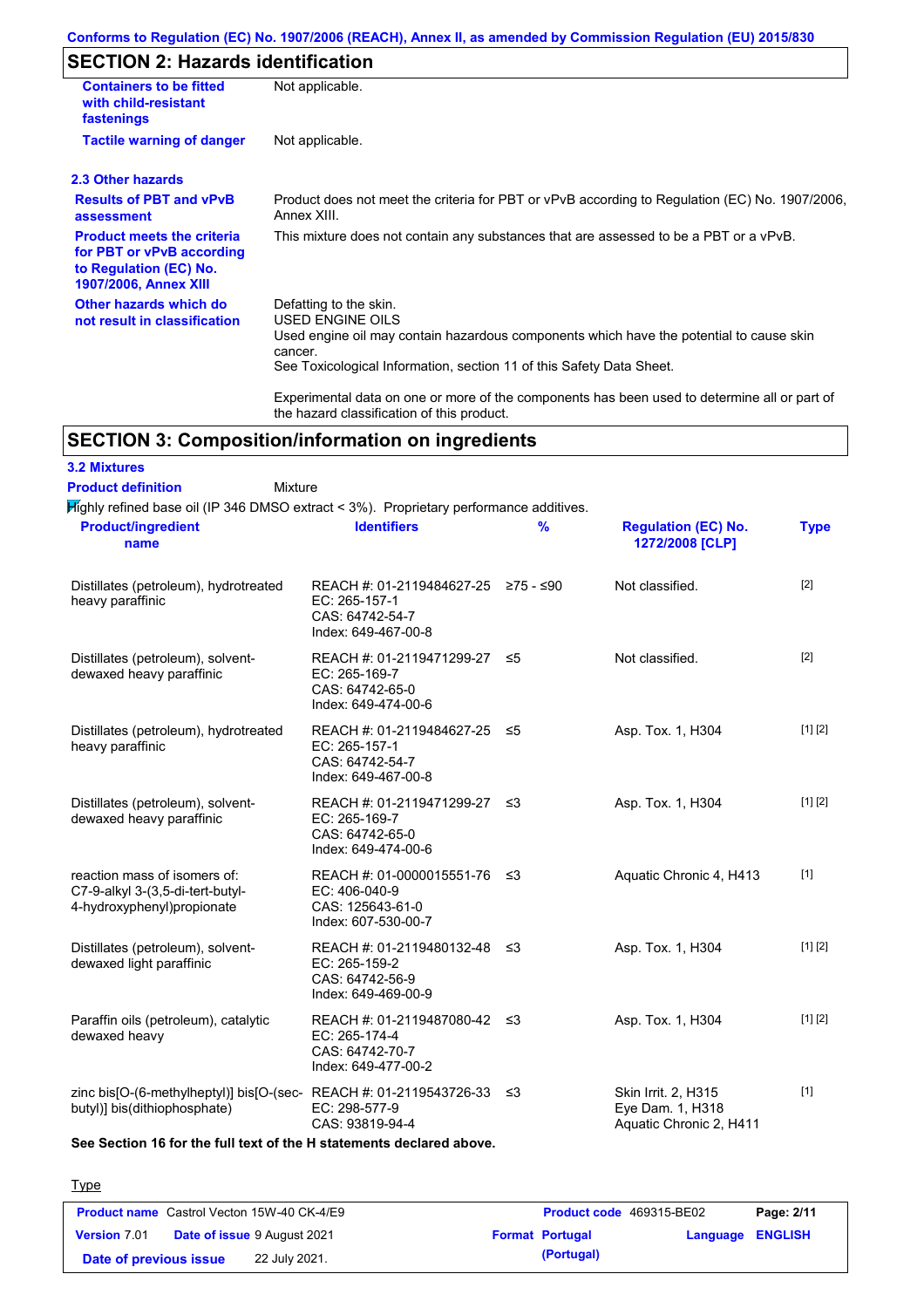## SECTION 2: Hazards identification

| | |
|---|---|
| **Containers to be fitted with child-resistant fastenings** | Not applicable. |
| **Tactile warning of danger** | Not applicable. |

### 2.3 Other hazards

| | |
|---|---|
| **Results of PBT and vPvB assessment** | Product does not meet the criteria for PBT or vPvB according to Regulation (EC) No. 1907/2006, Annex XIII. |
| **Product meets the criteria for PBT or vPvB according to Regulation (EC) No. 1907/2006, Annex XIII** | This mixture does not contain any substances that are assessed to be a PBT or a vPvB. |
| **Other hazards which do not result in classification** | Defatting to the skin.<br>USED ENGINE OILS<br>Used engine oil may contain hazardous components which have the potential to cause skin cancer.<br>See Toxicological Information, section 11 of this Safety Data Sheet.<br><br>Experimental data on one or more of the components has been used to determine all or part of the hazard classification of this product. |

## SECTION 3: Composition/information on ingredients

### 3.2 Mixtures

**Product definition** Mixture

Highly refined base oil (IP 346 DMSO extract < 3%). Proprietary performance additives.

| Product/ingredient name | Identifiers | % | Regulation (EC) No. 1272/2008 [CLP] | Type |
|---|---|---|---|---|
| Distillates (petroleum), hydrotreated heavy paraffinic | REACH #: 01-2119484627-25<br>EC: 265-157-1<br>CAS: 64742-54-7<br>Index: 649-467-00-8 | ≥75 - ≤90 | Not classified. | [2] |
| Distillates (petroleum), solvent-dewaxed heavy paraffinic | REACH #: 01-2119471299-27<br>EC: 265-169-7<br>CAS: 64742-65-0<br>Index: 649-474-00-6 | ≤5 | Not classified. | [2] |
| Distillates (petroleum), hydrotreated heavy paraffinic | REACH #: 01-2119484627-25<br>EC: 265-157-1<br>CAS: 64742-54-7<br>Index: 649-467-00-8 | ≤5 | Asp. Tox. 1, H304 | [1] [2] |
| Distillates (petroleum), solvent-dewaxed heavy paraffinic | REACH #: 01-2119471299-27<br>EC: 265-169-7<br>CAS: 64742-65-0<br>Index: 649-474-00-6 | ≤3 | Asp. Tox. 1, H304 | [1] [2] |
| reaction mass of isomers of: C7-9-alkyl 3-(3,5-di-tert-butyl-4-hydroxyphenyl)propionate | REACH #: 01-0000015551-76<br>EC: 406-040-9<br>CAS: 125643-61-0<br>Index: 607-530-00-7 | ≤3 | Aquatic Chronic 4, H413 | [1] |
| Distillates (petroleum), solvent-dewaxed light paraffinic | REACH #: 01-2119480132-48<br>EC: 265-159-2<br>CAS: 64742-56-9<br>Index: 649-469-00-9 | ≤3 | Asp. Tox. 1, H304 | [1] [2] |
| Paraffin oils (petroleum), catalytic dewaxed heavy | REACH #: 01-2119487080-42<br>EC: 265-174-4<br>CAS: 64742-70-7<br>Index: 649-477-00-2 | ≤3 | Asp. Tox. 1, H304 | [1] [2] |
| zinc bis[O-(6-methylheptyl)] bis[O-(sec-butyl)] bis(dithiophosphate) | REACH #: 01-2119543726-33<br>EC: 298-577-9<br>CAS: 93819-94-4 | ≤3 | Skin Irrit. 2, H315<br>Eye Dam. 1, H318<br>Aquatic Chronic 2, H411 | [1] |

**See Section 16 for the full text of the H statements declared above.**

Type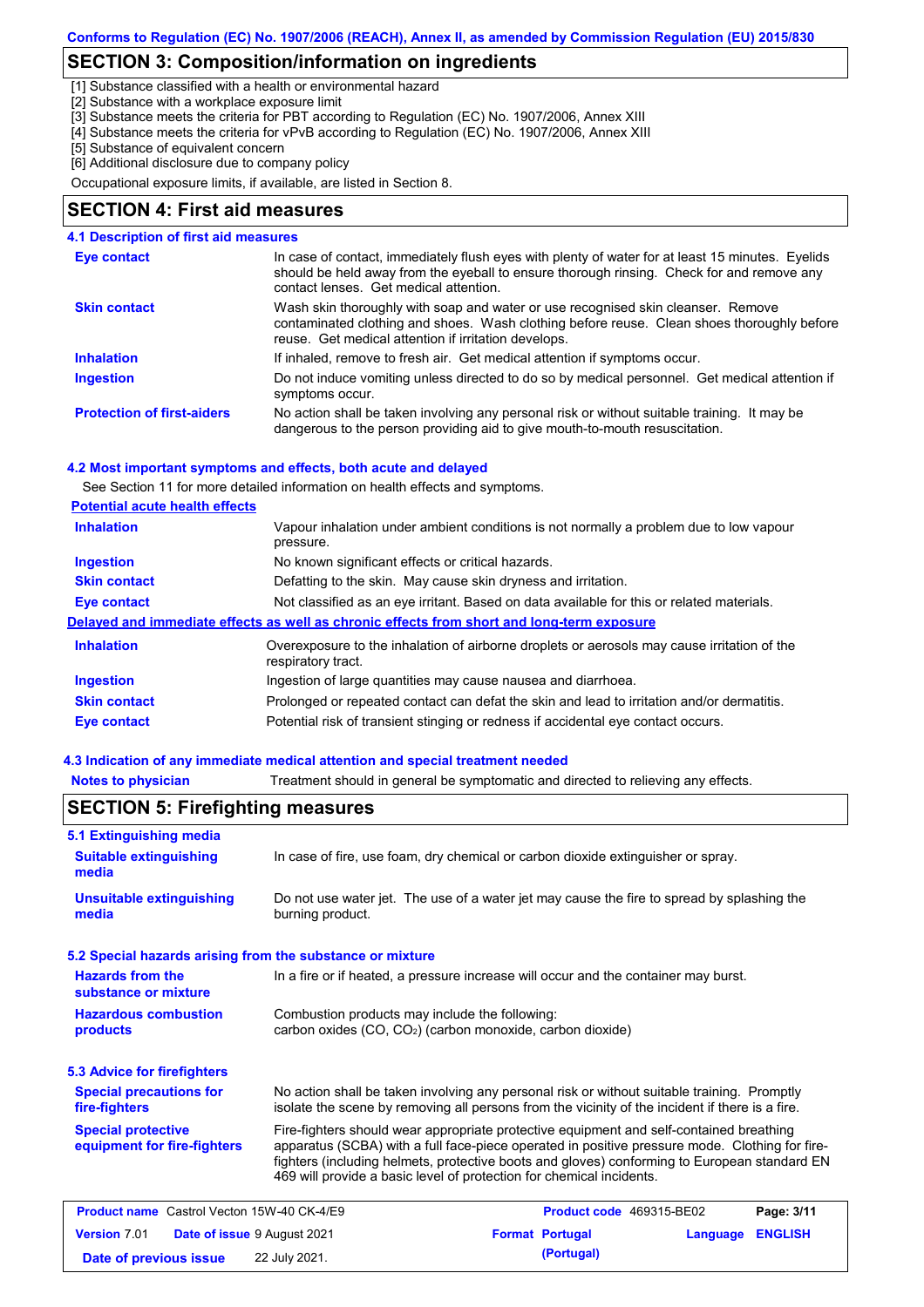## SECTION 3: Composition/information on ingredients

[1] Substance classified with a health or environmental hazard
[2] Substance with a workplace exposure limit
[3] Substance meets the criteria for PBT according to Regulation (EC) No. 1907/2006, Annex XIII
[4] Substance meets the criteria for vPvB according to Regulation (EC) No. 1907/2006, Annex XIII
[5] Substance of equivalent concern
[6] Additional disclosure due to company policy

Occupational exposure limits, if available, are listed in Section 8.

## SECTION 4: First aid measures

### 4.1 Description of first aid measures

| | |
|---|---|
| **Eye contact** | In case of contact, immediately flush eyes with plenty of water for at least 15 minutes. Eyelids should be held away from the eyeball to ensure thorough rinsing. Check for and remove any contact lenses. Get medical attention. |
| **Skin contact** | Wash skin thoroughly with soap and water or use recognised skin cleanser. Remove contaminated clothing and shoes. Wash clothing before reuse. Clean shoes thoroughly before reuse. Get medical attention if irritation develops. |
| **Inhalation** | If inhaled, remove to fresh air. Get medical attention if symptoms occur. |
| **Ingestion** | Do not induce vomiting unless directed to do so by medical personnel. Get medical attention if symptoms occur. |
| **Protection of first-aiders** | No action shall be taken involving any personal risk or without suitable training. It may be dangerous to the person providing aid to give mouth-to-mouth resuscitation. |

### 4.2 Most important symptoms and effects, both acute and delayed

See Section 11 for more detailed information on health effects and symptoms.

**Potential acute health effects**

| | |
|---|---|
| **Inhalation** | Vapour inhalation under ambient conditions is not normally a problem due to low vapour pressure. |
| **Ingestion** | No known significant effects or critical hazards. |
| **Skin contact** | Defatting to the skin. May cause skin dryness and irritation. |
| **Eye contact** | Not classified as an eye irritant. Based on data available for this or related materials. |

**Delayed and immediate effects as well as chronic effects from short and long-term exposure**

| | |
|---|---|
| **Inhalation** | Overexposure to the inhalation of airborne droplets or aerosols may cause irritation of the respiratory tract. |
| **Ingestion** | Ingestion of large quantities may cause nausea and diarrhoea. |
| **Skin contact** | Prolonged or repeated contact can defat the skin and lead to irritation and/or dermatitis. |
| **Eye contact** | Potential risk of transient stinging or redness if accidental eye contact occurs. |

### 4.3 Indication of any immediate medical attention and special treatment needed

| | |
|---|---|
| **Notes to physician** | Treatment should in general be symptomatic and directed to relieving any effects. |

## SECTION 5: Firefighting measures

### 5.1 Extinguishing media

| | |
|---|---|
| **Suitable extinguishing media** | In case of fire, use foam, dry chemical or carbon dioxide extinguisher or spray. |
| **Unsuitable extinguishing media** | Do not use water jet. The use of a water jet may cause the fire to spread by splashing the burning product. |

### 5.2 Special hazards arising from the substance or mixture

| | |
|---|---|
| **Hazards from the substance or mixture** | In a fire or if heated, a pressure increase will occur and the container may burst. |
| **Hazardous combustion products** | Combustion products may include the following: carbon oxides ($CO$, $CO_2$) (carbon monoxide, carbon dioxide) |

### 5.3 Advice for firefighters

| | |
|---|---|
| **Special precautions for fire-fighters** | No action shall be taken involving any personal risk or without suitable training. Promptly isolate the scene by removing all persons from the vicinity of the incident if there is a fire. |
| **Special protective equipment for fire-fighters** | Fire-fighters should wear appropriate protective equipment and self-contained breathing apparatus (SCBA) with a full face-piece operated in positive pressure mode. Clothing for fire-fighters (including helmets, protective boots and gloves) conforming to European standard EN 469 will provide a basic level of protection for chemical incidents. |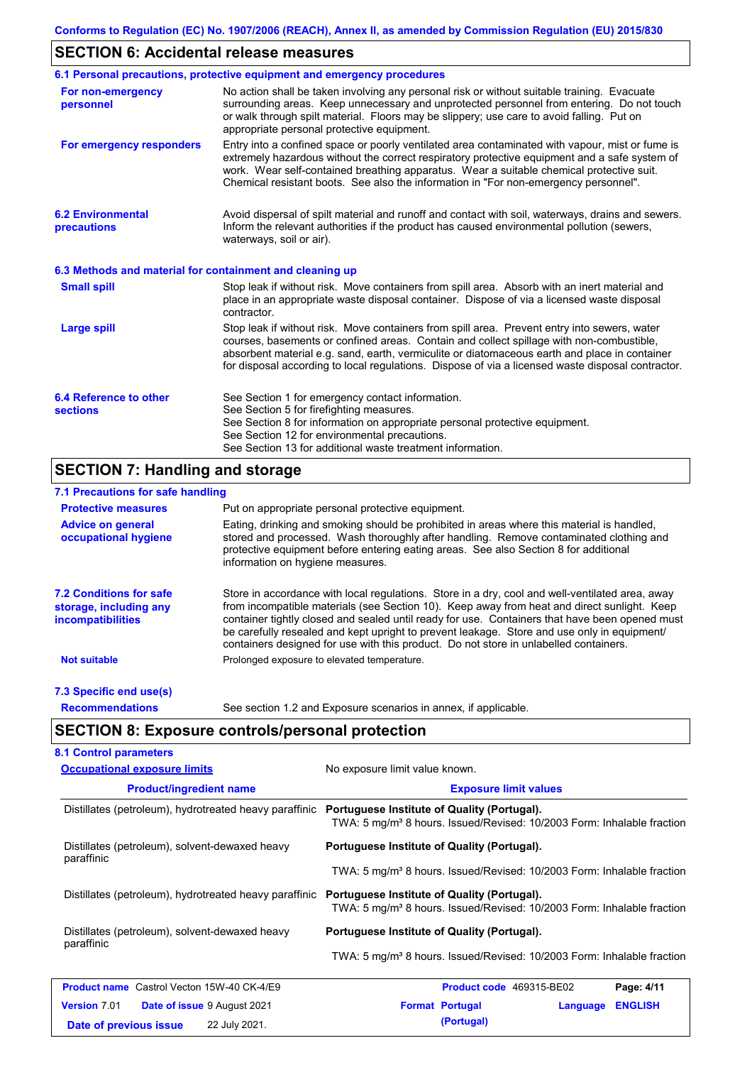## SECTION 6: Accidental release measures

### 6.1 Personal precautions, protective equipment and emergency procedures

**For non-emergency personnel**

No action shall be taken involving any personal risk or without suitable training. Evacuate surrounding areas. Keep unnecessary and unprotected personnel from entering. Do not touch or walk through spilt material. Floors may be slippery; use care to avoid falling. Put on appropriate personal protective equipment.

**For emergency responders**

Entry into a confined space or poorly ventilated area contaminated with vapour, mist or fume is extremely hazardous without the correct respiratory protective equipment and a safe system of work. Wear self-contained breathing apparatus. Wear a suitable chemical protective suit. Chemical resistant boots. See also the information in "For non-emergency personnel".

### 6.2 Environmental precautions

Avoid dispersal of spilt material and runoff and contact with soil, waterways, drains and sewers. Inform the relevant authorities if the product has caused environmental pollution (sewers, waterways, soil or air).

### 6.3 Methods and material for containment and cleaning up

**Small spill**

Stop leak if without risk. Move containers from spill area. Absorb with an inert material and place in an appropriate waste disposal container. Dispose of via a licensed waste disposal contractor.

**Large spill**

Stop leak if without risk. Move containers from spill area. Prevent entry into sewers, water courses, basements or confined areas. Contain and collect spillage with non-combustible, absorbent material e.g. sand, earth, vermiculite or diatomaceous earth and place in container for disposal according to local regulations. Dispose of via a licensed waste disposal contractor.

### 6.4 Reference to other sections

See Section 1 for emergency contact information.
See Section 5 for firefighting measures.
See Section 8 for information on appropriate personal protective equipment.
See Section 12 for environmental precautions.
See Section 13 for additional waste treatment information.

## SECTION 7: Handling and storage

### 7.1 Precautions for safe handling

**Protective measures**

Put on appropriate personal protective equipment.

**Advice on general occupational hygiene**

Eating, drinking and smoking should be prohibited in areas where this material is handled, stored and processed. Wash thoroughly after handling. Remove contaminated clothing and protective equipment before entering eating areas. See also Section 8 for additional information on hygiene measures.

### 7.2 Conditions for safe storage, including any incompatibilities

Store in accordance with local regulations. Store in a dry, cool and well-ventilated area, away from incompatible materials (see Section 10). Keep away from heat and direct sunlight. Keep container tightly closed and sealed until ready for use. Containers that have been opened must be carefully resealed and kept upright to prevent leakage. Store and use only in equipment/ containers designed for use with this product. Do not store in unlabelled containers.

**Not suitable**

Prolonged exposure to elevated temperature.

### 7.3 Specific end use(s)

**Recommendations**

See section 1.2 and Exposure scenarios in annex, if applicable.

## SECTION 8: Exposure controls/personal protection

### 8.1 Control parameters

**Occupational exposure limits**

No exposure limit value known.

| Product/ingredient name | Exposure limit values |
|---|---|
| Distillates (petroleum), hydrotreated heavy paraffinic | **Portuguese Institute of Quality (Portugal).** TWA: 5 mg/m³ 8 hours. Issued/Revised: 10/2003 Form: Inhalable fraction |
| Distillates (petroleum), solvent-dewaxed heavy paraffinic | **Portuguese Institute of Quality (Portugal).** TWA: 5 mg/m³ 8 hours. Issued/Revised: 10/2003 Form: Inhalable fraction |
| Distillates (petroleum), hydrotreated heavy paraffinic | **Portuguese Institute of Quality (Portugal).** TWA: 5 mg/m³ 8 hours. Issued/Revised: 10/2003 Form: Inhalable fraction |
| Distillates (petroleum), solvent-dewaxed heavy paraffinic | **Portuguese Institute of Quality (Portugal).** TWA: 5 mg/m³ 8 hours. Issued/Revised: 10/2003 Form: Inhalable fraction |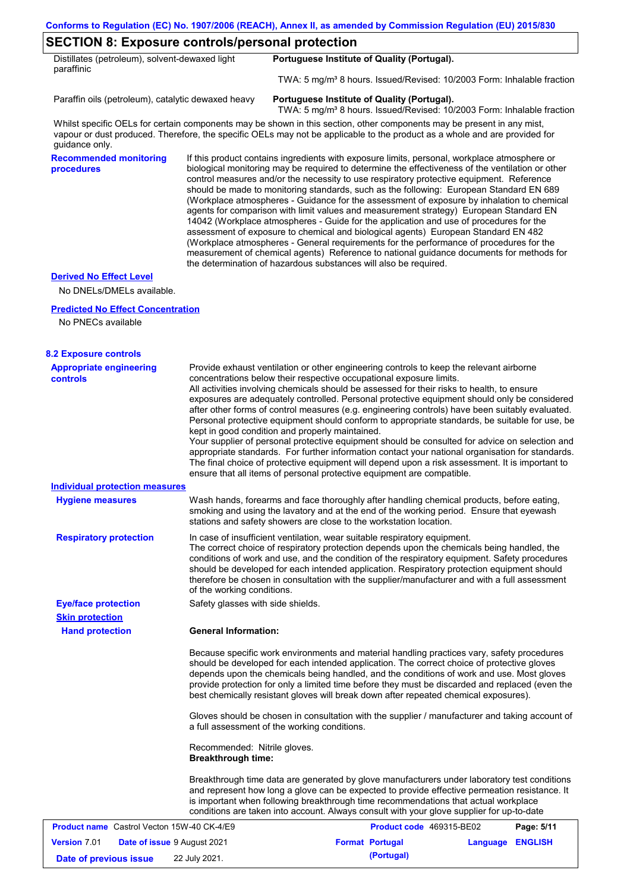## SECTION 8: Exposure controls/personal protection

| | |
|---|---|
| Distillates (petroleum), solvent-dewaxed light paraffinic | **Portuguese Institute of Quality (Portugal).** TWA: 5 mg/m³ 8 hours. Issued/Revised: 10/2003 Form: Inhalable fraction |
| Paraffin oils (petroleum), catalytic dewaxed heavy | **Portuguese Institute of Quality (Portugal).** TWA: 5 mg/m³ 8 hours. Issued/Revised: 10/2003 Form: Inhalable fraction |

Whilst specific OELs for certain components may be shown in this section, other components may be present in any mist, vapour or dust produced. Therefore, the specific OELs may not be applicable to the product as a whole and are provided for guidance only.

**Recommended monitoring procedures**

If this product contains ingredients with exposure limits, personal, workplace atmosphere or biological monitoring may be required to determine the effectiveness of the ventilation or other control measures and/or the necessity to use respiratory protective equipment. Reference should be made to monitoring standards, such as the following: European Standard EN 689 (Workplace atmospheres - Guidance for the assessment of exposure by inhalation to chemical agents for comparison with limit values and measurement strategy) European Standard EN 14042 (Workplace atmospheres - Guide for the application and use of procedures for the assessment of exposure to chemical and biological agents) European Standard EN 482 (Workplace atmospheres - General requirements for the performance of procedures for the measurement of chemical agents) Reference to national guidance documents for methods for the determination of hazardous substances will also be required.

**Derived No Effect Level**

No DNELs/DMELs available.

**Predicted No Effect Concentration**

No PNECs available

### 8.2 Exposure controls

**Appropriate engineering controls**

Provide exhaust ventilation or other engineering controls to keep the relevant airborne concentrations below their respective occupational exposure limits.
All activities involving chemicals should be assessed for their risks to health, to ensure exposures are adequately controlled. Personal protective equipment should only be considered after other forms of control measures (e.g. engineering controls) have been suitably evaluated. Personal protective equipment should conform to appropriate standards, be suitable for use, be kept in good condition and properly maintained.
Your supplier of personal protective equipment should be consulted for advice on selection and appropriate standards. For further information contact your national organisation for standards. The final choice of protective equipment will depend upon a risk assessment. It is important to ensure that all items of personal protective equipment are compatible.

**Individual protection measures**

**Hygiene measures**

Wash hands, forearms and face thoroughly after handling chemical products, before eating, smoking and using the lavatory and at the end of the working period. Ensure that eyewash stations and safety showers are close to the workstation location.

**Respiratory protection**

In case of insufficient ventilation, wear suitable respiratory equipment.
The correct choice of respiratory protection depends upon the chemicals being handled, the conditions of work and use, and the condition of the respiratory equipment. Safety procedures should be developed for each intended application. Respiratory protection equipment should therefore be chosen in consultation with the supplier/manufacturer and with a full assessment of the working conditions.

**Eye/face protection**

Safety glasses with side shields.

**Skin protection**

**Hand protection**

**General Information:**

Because specific work environments and material handling practices vary, safety procedures should be developed for each intended application. The correct choice of protective gloves depends upon the chemicals being handled, and the conditions of work and use. Most gloves provide protection for only a limited time before they must be discarded and replaced (even the best chemically resistant gloves will break down after repeated chemical exposures).

Gloves should be chosen in consultation with the supplier / manufacturer and taking account of a full assessment of the working conditions.

Recommended: Nitrile gloves.
**Breakthrough time:**

Breakthrough time data are generated by glove manufacturers under laboratory test conditions and represent how long a glove can be expected to provide effective permeation resistance. It is important when following breakthrough time recommendations that actual workplace conditions are taken into account. Always consult with your glove supplier for up-to-date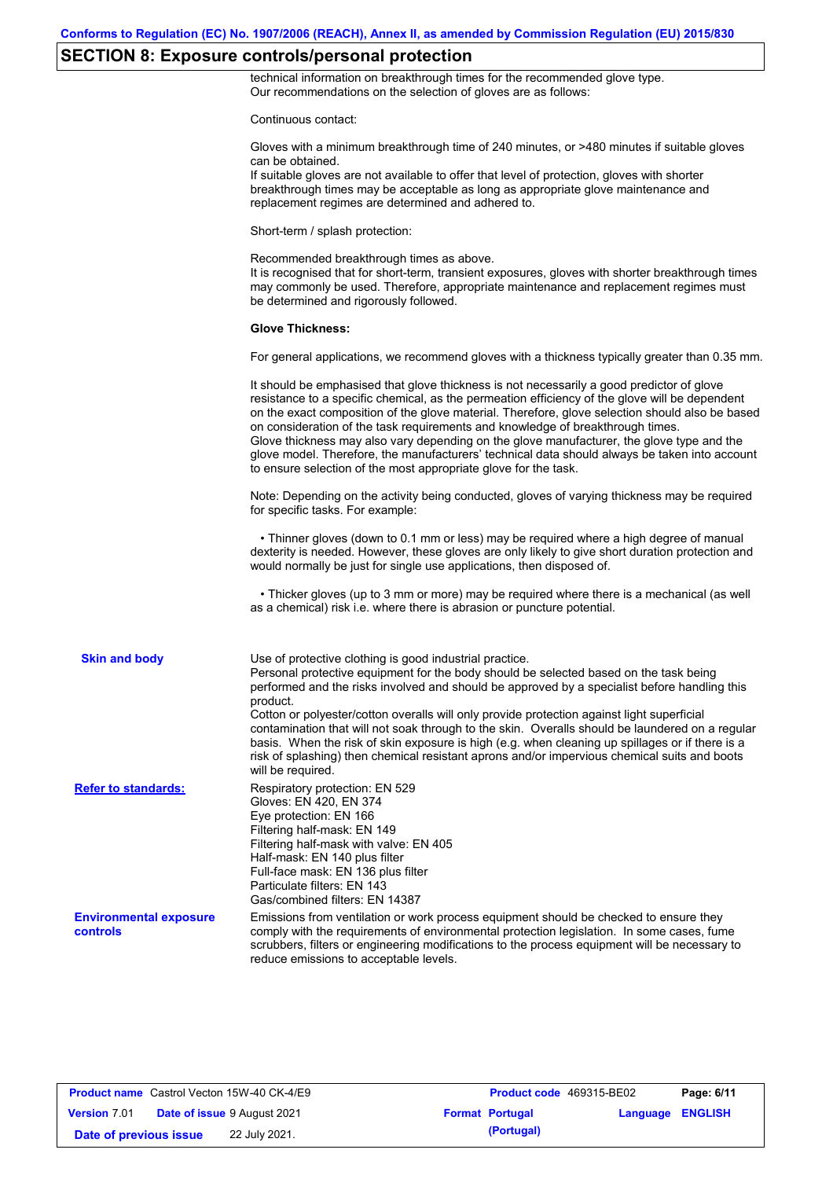## SECTION 8: Exposure controls/personal protection

technical information on breakthrough times for the recommended glove type.
Our recommendations on the selection of gloves are as follows:

Continuous contact:

Gloves with a minimum breakthrough time of 240 minutes, or >480 minutes if suitable gloves can be obtained.
If suitable gloves are not available to offer that level of protection, gloves with shorter breakthrough times may be acceptable as long as appropriate glove maintenance and replacement regimes are determined and adhered to.

Short-term / splash protection:

Recommended breakthrough times as above.
It is recognised that for short-term, transient exposures, gloves with shorter breakthrough times may commonly be used. Therefore, appropriate maintenance and replacement regimes must be determined and rigorously followed.

**Glove Thickness:**

For general applications, we recommend gloves with a thickness typically greater than 0.35 mm.

It should be emphasised that glove thickness is not necessarily a good predictor of glove resistance to a specific chemical, as the permeation efficiency of the glove will be dependent on the exact composition of the glove material. Therefore, glove selection should also be based on consideration of the task requirements and knowledge of breakthrough times.
Glove thickness may also vary depending on the glove manufacturer, the glove type and the glove model. Therefore, the manufacturers' technical data should always be taken into account to ensure selection of the most appropriate glove for the task.

Note: Depending on the activity being conducted, gloves of varying thickness may be required for specific tasks. For example:

- Thinner gloves (down to 0.1 mm or less) may be required where a high degree of manual dexterity is needed. However, these gloves are only likely to give short duration protection and would normally be just for single use applications, then disposed of.

- Thicker gloves (up to 3 mm or more) may be required where there is a mechanical (as well as a chemical) risk i.e. where there is abrasion or puncture potential.

**Skin and body**

Use of protective clothing is good industrial practice.
Personal protective equipment for the body should be selected based on the task being performed and the risks involved and should be approved by a specialist before handling this product.
Cotton or polyester/cotton overalls will only provide protection against light superficial contamination that will not soak through to the skin. Overalls should be laundered on a regular basis. When the risk of skin exposure is high (e.g. when cleaning up spillages or if there is a risk of splashing) then chemical resistant aprons and/or impervious chemical suits and boots will be required.

**Refer to standards:**

Respiratory protection: EN 529
Gloves: EN 420, EN 374
Eye protection: EN 166
Filtering half-mask: EN 149
Filtering half-mask with valve: EN 405
Half-mask: EN 140 plus filter
Full-face mask: EN 136 plus filter
Particulate filters: EN 143
Gas/combined filters: EN 14387

**Environmental exposure controls**

Emissions from ventilation or work process equipment should be checked to ensure they comply with the requirements of environmental protection legislation. In some cases, fume scrubbers, filters or engineering modifications to the process equipment will be necessary to reduce emissions to acceptable levels.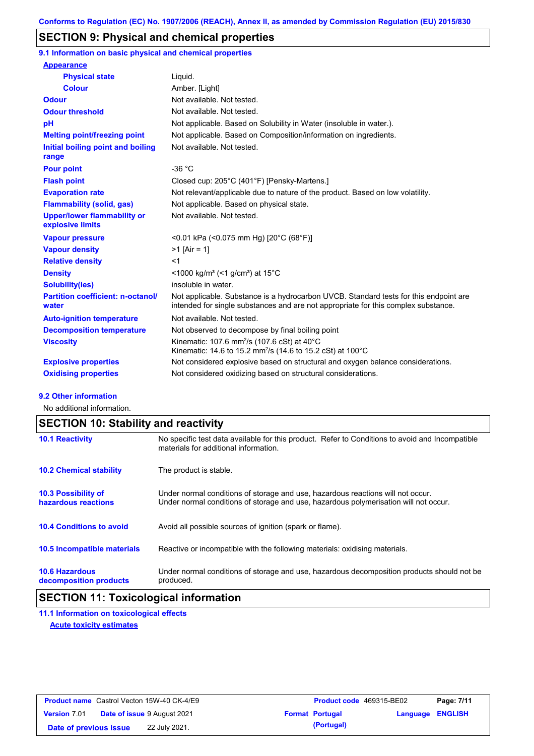## SECTION 9: Physical and chemical properties

### 9.1 Information on basic physical and chemical properties

| Property | Value |
|---|---|
| **Appearance** | |
| Physical state | Liquid. |
| Colour | Amber. [Light] |
| Odour | Not available. Not tested. |
| Odour threshold | Not available. Not tested. |
| pH | Not applicable. Based on Solubility in Water (insoluble in water.). |
| Melting point/freezing point | Not applicable. Based on Composition/information on ingredients. |
| Initial boiling point and boiling range | Not available. Not tested. |
| Pour point | -36 °C |
| Flash point | Closed cup: 205°C (401°F) [Pensky-Martens.] |
| Evaporation rate | Not relevant/applicable due to nature of the product. Based on low volatility. |
| Flammability (solid, gas) | Not applicable. Based on physical state. |
| Upper/lower flammability or explosive limits | Not available. Not tested. |
| Vapour pressure | <0.01 kPa (<0.075 mm Hg) [20°C (68°F)] |
| Vapour density | >1 [Air = 1] |
| Relative density | <1 |
| Density | <1000 kg/m³ (<1 g/cm³) at 15°C |
| Solubility(ies) | insoluble in water. |
| Partition coefficient: n-octanol/ water | Not applicable. Substance is a hydrocarbon UVCB. Standard tests for this endpoint are intended for single substances and are not appropriate for this complex substance. |
| Auto-ignition temperature | Not available. Not tested. |
| Decomposition temperature | Not observed to decompose by final boiling point |
| Viscosity | Kinematic: 107.6 $mm^2/s$ (107.6 cSt) at 40°C<br>Kinematic: 14.6 to 15.2 $mm^2/s$ (14.6 to 15.2 cSt) at 100°C |
| Explosive properties | Not considered explosive based on structural and oxygen balance considerations. |
| Oxidising properties | Not considered oxidizing based on structural considerations. |

### 9.2 Other information

No additional information.

## SECTION 10: Stability and reactivity

| | |
|---|---|
| **10.1 Reactivity** | No specific test data available for this product. Refer to Conditions to avoid and Incompatible materials for additional information. |
| **10.2 Chemical stability** | The product is stable. |
| **10.3 Possibility of hazardous reactions** | Under normal conditions of storage and use, hazardous reactions will not occur.<br>Under normal conditions of storage and use, hazardous polymerisation will not occur. |
| **10.4 Conditions to avoid** | Avoid all possible sources of ignition (spark or flame). |
| **10.5 Incompatible materials** | Reactive or incompatible with the following materials: oxidising materials. |
| **10.6 Hazardous decomposition products** | Under normal conditions of storage and use, hazardous decomposition products should not be produced. |

## SECTION 11: Toxicological information

### 11.1 Information on toxicological effects

**Acute toxicity estimates**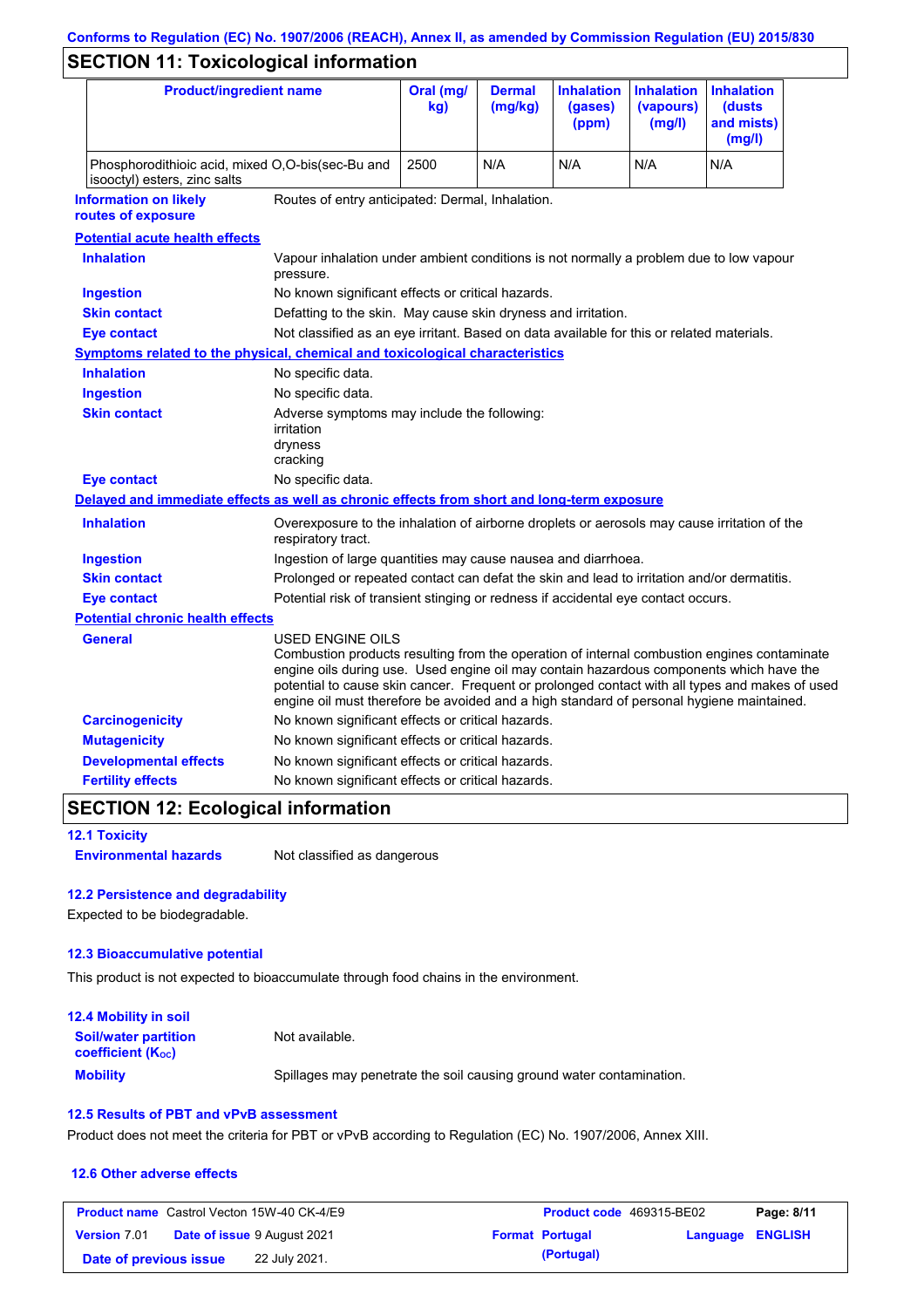Conforms to Regulation (EC) No. 1907/2006 (REACH), Annex II, as amended by Commission Regulation (EU) 2015/830

## SECTION 11: Toxicological information

| Product/ingredient name | Oral (mg/kg) | Dermal (mg/kg) | Inhalation (gases) (ppm) | Inhalation (vapours) (mg/l) | Inhalation (dusts and mists) (mg/l) |
|---|---|---|---|---|---|
| Phosphorodithioic acid, mixed O,O-bis(sec-Bu and isooctyl) esters, zinc salts | 2500 | N/A | N/A | N/A | N/A |

**Information on likely routes of exposure**: Routes of entry anticipated: Dermal, Inhalation.

**Potential acute health effects**

**Inhalation**: Vapour inhalation under ambient conditions is not normally a problem due to low vapour pressure.

**Ingestion**: No known significant effects or critical hazards.

**Skin contact**: Defatting to the skin. May cause skin dryness and irritation.

**Eye contact**: Not classified as an eye irritant. Based on data available for this or related materials.

**Symptoms related to the physical, chemical and toxicological characteristics**

**Inhalation**: No specific data.

**Ingestion**: No specific data.

**Skin contact**: Adverse symptoms may include the following:
irritation
dryness
cracking

**Eye contact**: No specific data.

**Delayed and immediate effects as well as chronic effects from short and long-term exposure**

**Inhalation**: Overexposure to the inhalation of airborne droplets or aerosols may cause irritation of the respiratory tract.

**Ingestion**: Ingestion of large quantities may cause nausea and diarrhoea.

**Skin contact**: Prolonged or repeated contact can defat the skin and lead to irritation and/or dermatitis.

**Eye contact**: Potential risk of transient stinging or redness if accidental eye contact occurs.

**Potential chronic health effects**

**General**: USED ENGINE OILS
Combustion products resulting from the operation of internal combustion engines contaminate engine oils during use. Used engine oil may contain hazardous components which have the potential to cause skin cancer. Frequent or prolonged contact with all types and makes of used engine oil must therefore be avoided and a high standard of personal hygiene maintained.

**Carcinogenicity**: No known significant effects or critical hazards.

**Mutagenicity**: No known significant effects or critical hazards.

**Developmental effects**: No known significant effects or critical hazards.

**Fertility effects**: No known significant effects or critical hazards.

## SECTION 12: Ecological information

### 12.1 Toxicity

**Environmental hazards**: Not classified as dangerous

### 12.2 Persistence and degradability

Expected to be biodegradable.

### 12.3 Bioaccumulative potential

This product is not expected to bioaccumulate through food chains in the environment.

### 12.4 Mobility in soil

**Soil/water partition coefficient ($K_{OC}$)**: Not available.

**Mobility**: Spillages may penetrate the soil causing ground water contamination.

### 12.5 Results of PBT and vPvB assessment

Product does not meet the criteria for PBT or vPvB according to Regulation (EC) No. 1907/2006, Annex XIII.

### 12.6 Other adverse effects

| Product name Castrol Vecton 15W-40 CK-4/E9 | Product code 469315-BE02 | |
|---|---|---|
| Version 7.01 Date of issue 9 August 2021 | Format Portugal (Portugal) | Language ENGLISH |
| Date of previous issue 22 July 2021. | | |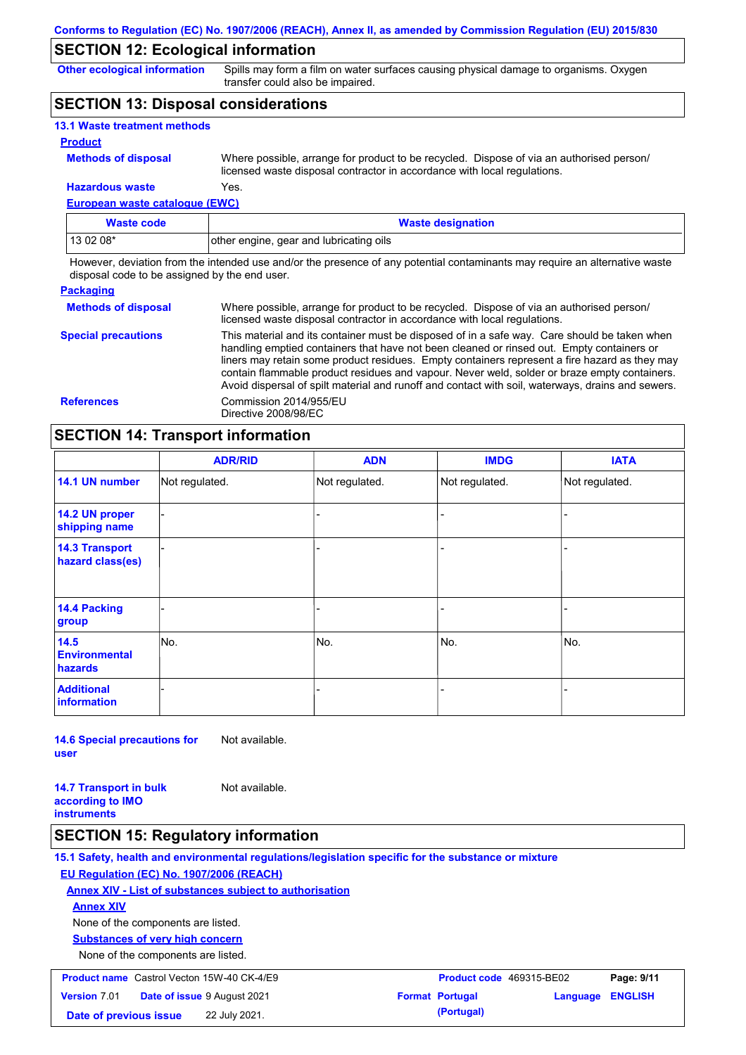## SECTION 12: Ecological information

**Other ecological information** Spills may form a film on water surfaces causing physical damage to organisms. Oxygen transfer could also be impaired.

## SECTION 13: Disposal considerations

### 13.1 Waste treatment methods

**Product**

**Methods of disposal** Where possible, arrange for product to be recycled. Dispose of via an authorised person/ licensed waste disposal contractor in accordance with local regulations.

**Hazardous waste** Yes.

**European waste catalogue (EWC)**

| Waste code | Waste designation |
| --- | --- |
| 13 02 08* | other engine, gear and lubricating oils |

However, deviation from the intended use and/or the presence of any potential contaminants may require an alternative waste disposal code to be assigned by the end user.

**Packaging**

**Methods of disposal** Where possible, arrange for product to be recycled. Dispose of via an authorised person/ licensed waste disposal contractor in accordance with local regulations.

**Special precautions** This material and its container must be disposed of in a safe way. Care should be taken when handling emptied containers that have not been cleaned or rinsed out. Empty containers or liners may retain some product residues. Empty containers represent a fire hazard as they may contain flammable product residues and vapour. Never weld, solder or braze empty containers. Avoid dispersal of spilt material and runoff and contact with soil, waterways, drains and sewers.

**References** Commission 2014/955/EU
Directive 2008/98/EC

## SECTION 14: Transport information

| | ADR/RID | ADN | IMDG | IATA |
| --- | --- | --- | --- | --- |
| 14.1 UN number | Not regulated. | Not regulated. | Not regulated. | Not regulated. |
| 14.2 UN proper shipping name | - | - | - | - |
| 14.3 Transport hazard class(es) | - | - | - | - |
| 14.4 Packing group | - | - | - | - |
| 14.5 Environmental hazards | No. | No. | No. | No. |
| Additional information | - | - | - | - |

**14.6 Special precautions for user** Not available.

**14.7 Transport in bulk according to IMO instruments** Not available.

## SECTION 15: Regulatory information

### 15.1 Safety, health and environmental regulations/legislation specific for the substance or mixture

**EU Regulation (EC) No. 1907/2006 (REACH)**

**Annex XIV - List of substances subject to authorisation**

**Annex XIV**

None of the components are listed.

**Substances of very high concern**

None of the components are listed.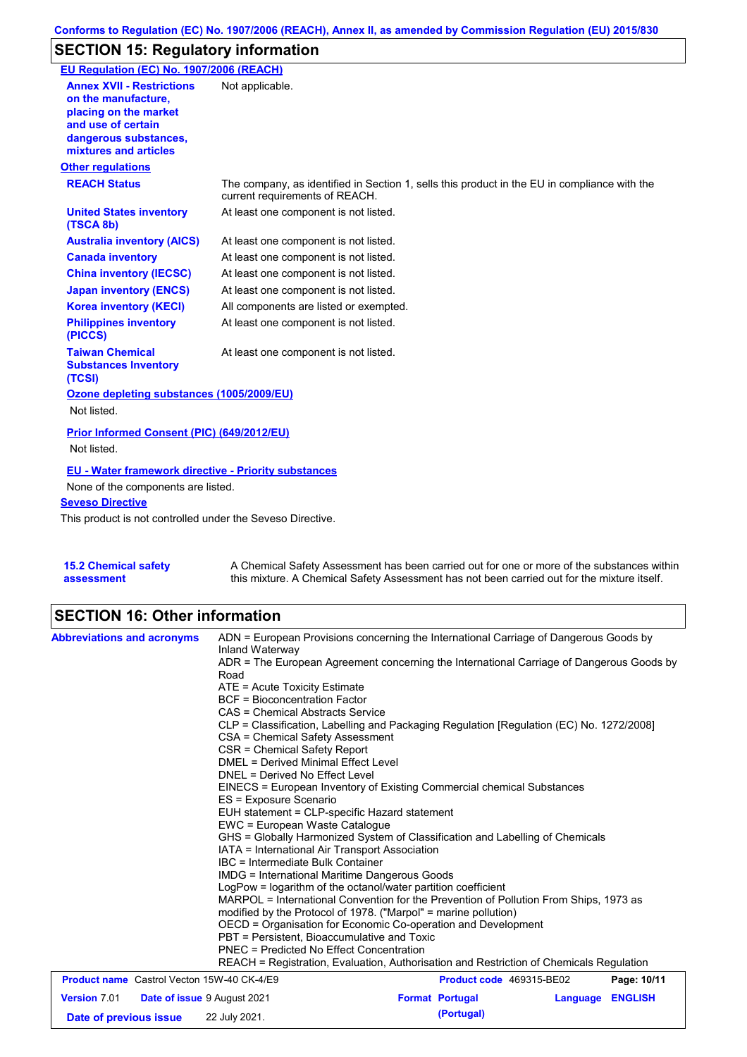## SECTION 15: Regulatory information

**EU Regulation (EC) No. 1907/2006 (REACH)**

| | |
|---|---|
| **Annex XVII - Restrictions on the manufacture, placing on the market and use of certain dangerous substances, mixtures and articles** | Not applicable. |

**Other regulations**

| | |
|---|---|
| **REACH Status** | The company, as identified in Section 1, sells this product in the EU in compliance with the current requirements of REACH. |
| **United States inventory (TSCA 8b)** | At least one component is not listed. |
| **Australia inventory (AICS)** | At least one component is not listed. |
| **Canada inventory** | At least one component is not listed. |
| **China inventory (IECSC)** | At least one component is not listed. |
| **Japan inventory (ENCS)** | At least one component is not listed. |
| **Korea inventory (KECI)** | All components are listed or exempted. |
| **Philippines inventory (PICCS)** | At least one component is not listed. |
| **Taiwan Chemical Substances Inventory (TCSI)** | At least one component is not listed. |

**Ozone depleting substances (1005/2009/EU)**

Not listed.

**Prior Informed Consent (PIC) (649/2012/EU)**

Not listed.

**EU - Water framework directive - Priority substances**

None of the components are listed.

**Seveso Directive**

This product is not controlled under the Seveso Directive.

| | |
|---|---|
| **15.2 Chemical safety assessment** | A Chemical Safety Assessment has been carried out for one or more of the substances within this mixture. A Chemical Safety Assessment has not been carried out for the mixture itself. |

## SECTION 16: Other information

**Abbreviations and acronyms**

ADN = European Provisions concerning the International Carriage of Dangerous Goods by Inland Waterway
ADR = The European Agreement concerning the International Carriage of Dangerous Goods by Road
ATE = Acute Toxicity Estimate
BCF = Bioconcentration Factor
CAS = Chemical Abstracts Service
CLP = Classification, Labelling and Packaging Regulation [Regulation (EC) No. 1272/2008]
CSA = Chemical Safety Assessment
CSR = Chemical Safety Report
DMEL = Derived Minimal Effect Level
DNEL = Derived No Effect Level
EINECS = European Inventory of Existing Commercial chemical Substances
ES = Exposure Scenario
EUH statement = CLP-specific Hazard statement
EWC = European Waste Catalogue
GHS = Globally Harmonized System of Classification and Labelling of Chemicals
IATA = International Air Transport Association
IBC = Intermediate Bulk Container
IMDG = International Maritime Dangerous Goods
LogPow = logarithm of the octanol/water partition coefficient
MARPOL = International Convention for the Prevention of Pollution From Ships, 1973 as modified by the Protocol of 1978. ("Marpol" = marine pollution)
OECD = Organisation for Economic Co-operation and Development
PBT = Persistent, Bioaccumulative and Toxic
PNEC = Predicted No Effect Concentration
REACH = Registration, Evaluation, Authorisation and Restriction of Chemicals Regulation

| | | | |
|---|---|---|---|
| **Product name** Castrol Vecton 15W-40 CK-4/E9 | | **Product code** 469315-BE02 | |
| **Version** 7.01 | **Date of issue** 9 August 2021 | **Format** Portugal (Portugal) | **Language** ENGLISH |
| **Date of previous issue** | 22 July 2021. | | |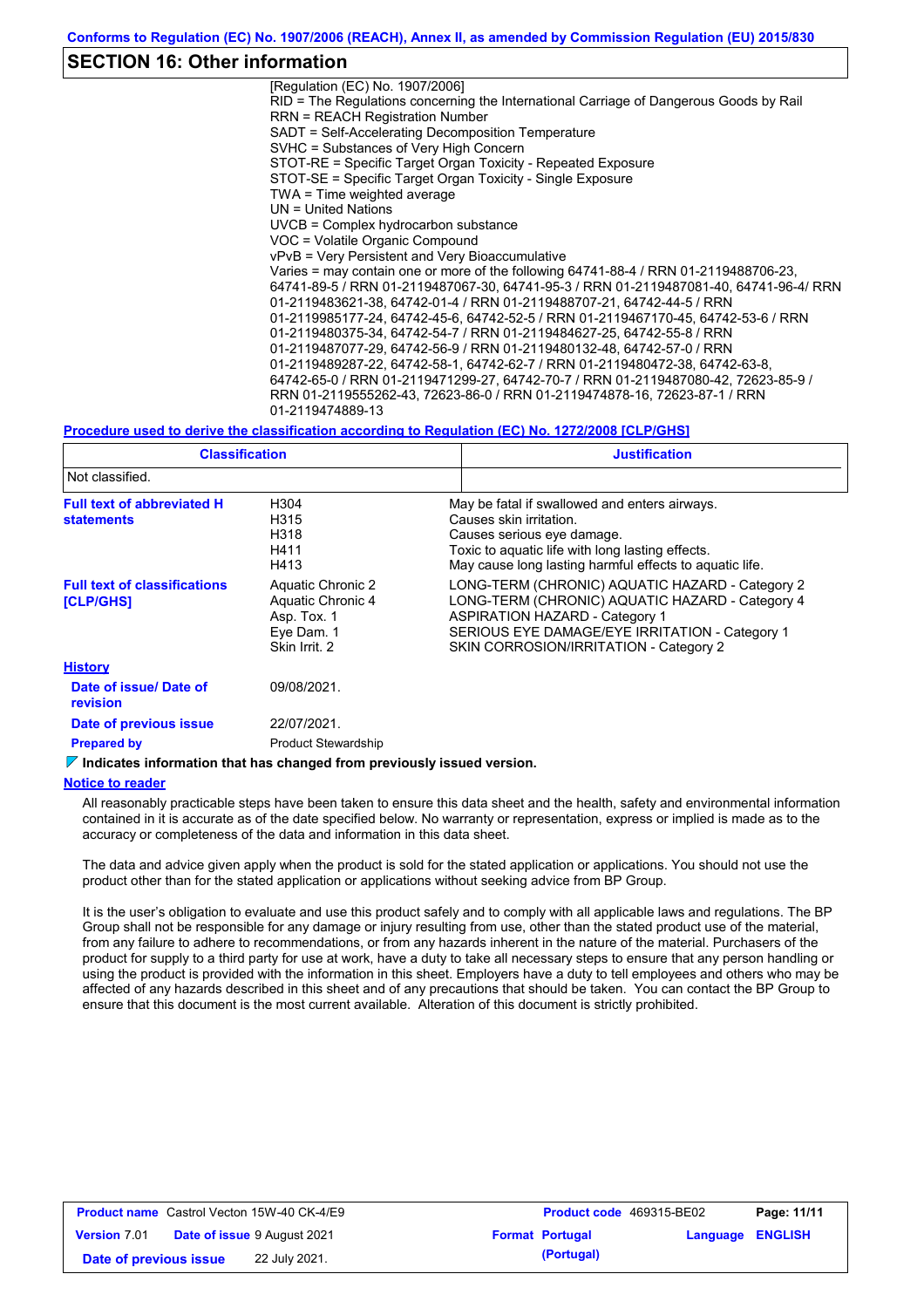## SECTION 16: Other information

[Regulation (EC) No. 1907/2006]
RID = The Regulations concerning the International Carriage of Dangerous Goods by Rail
RRN = REACH Registration Number
SADT = Self-Accelerating Decomposition Temperature
SVHC = Substances of Very High Concern
STOT-RE = Specific Target Organ Toxicity - Repeated Exposure
STOT-SE = Specific Target Organ Toxicity - Single Exposure
TWA = Time weighted average
UN = United Nations
UVCB = Complex hydrocarbon substance
VOC = Volatile Organic Compound
vPvB = Very Persistent and Very Bioaccumulative
Varies = may contain one or more of the following 64741-88-4 / RRN 01-2119488706-23, 64741-89-5 / RRN 01-2119487067-30, 64741-95-3 / RRN 01-2119487081-40, 64741-96-4/ RRN 01-2119483621-38, 64742-01-4 / RRN 01-2119488707-21, 64742-44-5 / RRN 01-2119985177-24, 64742-45-6, 64742-52-5 / RRN 01-2119467170-45, 64742-53-6 / RRN 01-2119480375-34, 64742-54-7 / RRN 01-2119484627-25, 64742-55-8 / RRN 01-2119487077-29, 64742-56-9 / RRN 01-2119480132-48, 64742-57-0 / RRN 01-2119489287-22, 64742-58-1, 64742-62-7 / RRN 01-2119480472-38, 64742-63-8, 64742-65-0 / RRN 01-2119471299-27, 64742-70-7 / RRN 01-2119487080-42, 72623-85-9 / RRN 01-2119555262-43, 72623-86-0 / RRN 01-2119474878-16, 72623-87-1 / RRN 01-2119474889-13

**Procedure used to derive the classification according to Regulation (EC) No. 1272/2008 [CLP/GHS]**

| Classification | Justification |
|---|---|
| Not classified. | |

**Full text of abbreviated H statements**

| | |
|---|---|
| H304 | May be fatal if swallowed and enters airways. |
| H315 | Causes skin irritation. |
| H318 | Causes serious eye damage. |
| H411 | Toxic to aquatic life with long lasting effects. |
| H413 | May cause long lasting harmful effects to aquatic life. |

**Full text of classifications [CLP/GHS]**

| | |
|---|---|
| Aquatic Chronic 2 | LONG-TERM (CHRONIC) AQUATIC HAZARD - Category 2 |
| Aquatic Chronic 4 | LONG-TERM (CHRONIC) AQUATIC HAZARD - Category 4 |
| Asp. Tox. 1 | ASPIRATION HAZARD - Category 1 |
| Eye Dam. 1 | SERIOUS EYE DAMAGE/EYE IRRITATION - Category 1 |
| Skin Irrit. 2 | SKIN CORROSION/IRRITATION - Category 2 |

**History**

**Date of issue/ Date of revision**: 09/08/2021.

**Date of previous issue**: 22/07/2021.

**Prepared by**: Product Stewardship

**Indicates information that has changed from previously issued version.**

**Notice to reader**

All reasonably practicable steps have been taken to ensure this data sheet and the health, safety and environmental information contained in it is accurate as of the date specified below. No warranty or representation, express or implied is made as to the accuracy or completeness of the data and information in this data sheet.

The data and advice given apply when the product is sold for the stated application or applications. You should not use the product other than for the stated application or applications without seeking advice from BP Group.

It is the user's obligation to evaluate and use this product safely and to comply with all applicable laws and regulations. The BP Group shall not be responsible for any damage or injury resulting from use, other than the stated product use of the material, from any failure to adhere to recommendations, or from any hazards inherent in the nature of the material. Purchasers of the product for supply to a third party for use at work, have a duty to take all necessary steps to ensure that any person handling or using the product is provided with the information in this sheet. Employers have a duty to tell employees and others who may be affected of any hazards described in this sheet and of any precautions that should be taken. You can contact the BP Group to ensure that this document is the most current available. Alteration of this document is strictly prohibited.